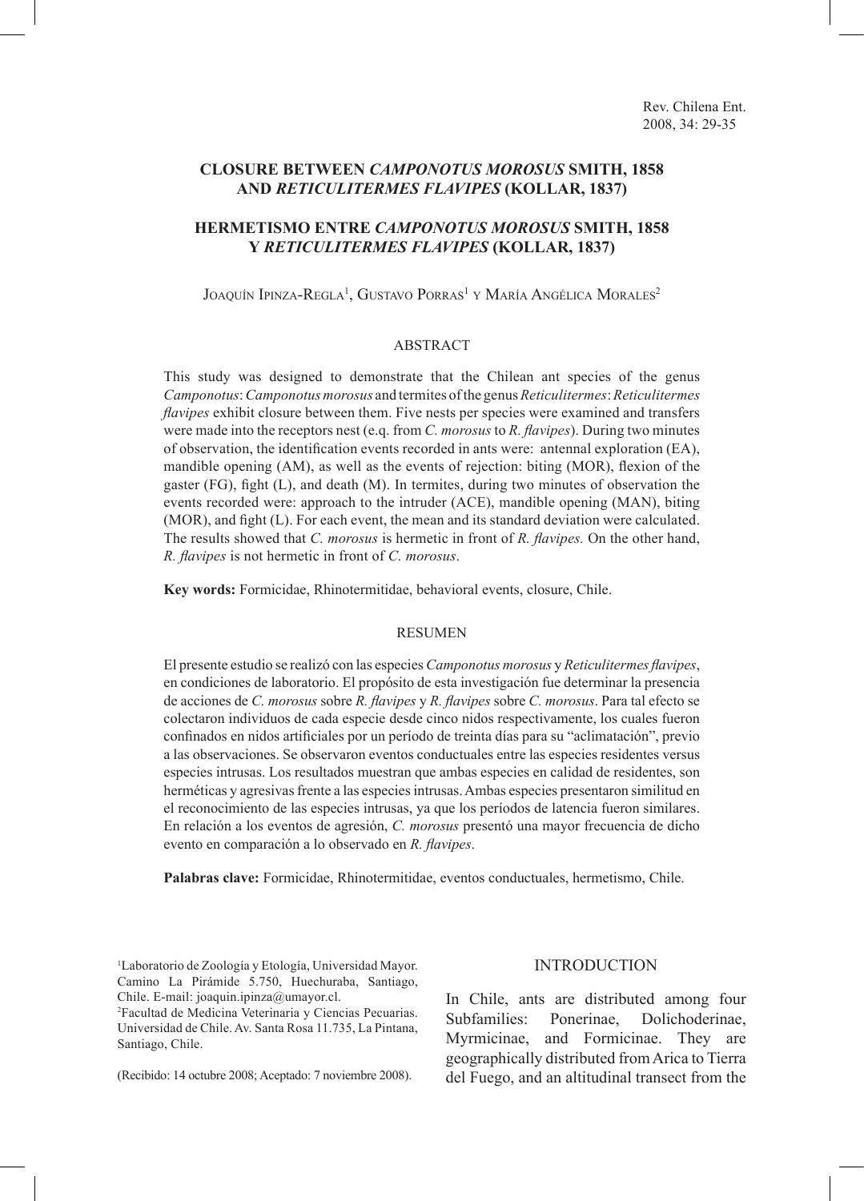# CLOSURE BETWEEN *CAMPONOTUS MOROSUS* SMITH, 1858 AND *RETICULITERMES FLAVIPES* (KOLLAR, 1837)

# HERMETISMO ENTRE *CAMPONOTUS MOROSUS* SMITH, 1858 Y *RETICULITERMES FLAVIPES* (KOLLAR, 1837)

Joaquín Ipinza-Regla[1], Gustavo Porras[1] y María Angélica Morales[2]

## ABSTRACT

This study was designed to demonstrate that the Chilean ant species of the genus *Camponotus*: *Camponotus morosus* and termites of the genus *Reticulitermes*: *Reticulitermes flavipes* exhibit closure between them. Five nests per species were examined and transfers were made into the receptors nest (e.q. from *C. morosus* to *R. flavipes*). During two minutes of observation, the identification events recorded in ants were: antennal exploration (EA), mandible opening (AM), as well as the events of rejection: biting (MOR), flexion of the gaster (FG), fight (L), and death (M). In termites, during two minutes of observation the events recorded were: approach to the intruder (ACE), mandible opening (MAN), biting (MOR), and fight (L). For each event, the mean and its standard deviation were calculated. The results showed that *C. morosus* is hermetic in front of *R. flavipes.* On the other hand, *R. flavipes* is not hermetic in front of *C. morosus*.

**Key words:** Formicidae, Rhinotermitidae, behavioral events, closure, Chile.

## RESUMEN

El presente estudio se realizó con las especies *Camponotus morosus* y *Reticulitermes flavipes*, en condiciones de laboratorio. El propósito de esta investigación fue determinar la presencia de acciones de *C. morosus* sobre *R. flavipes* y *R. flavipes* sobre *C. morosus*. Para tal efecto se colectaron individuos de cada especie desde cinco nidos respectivamente, los cuales fueron confinados en nidos artificiales por un período de treinta días para su "aclimatación", previo a las observaciones. Se observaron eventos conductuales entre las especies residentes versus especies intrusas. Los resultados muestran que ambas especies en calidad de residentes, son herméticas y agresivas frente a las especies intrusas. Ambas especies presentaron similitud en el reconocimiento de las especies intrusas, ya que los períodos de latencia fueron similares. En relación a los eventos de agresión, *C. morosus* presentó una mayor frecuencia de dicho evento en comparación a lo observado en *R. flavipes*.

**Palabras clave:** Formicidae, Rhinotermitidae, eventos conductuales, hermetismo, Chile.

[1]Laboratorio de Zoología y Etología, Universidad Mayor. Camino La Pirámide 5.750, Huechuraba, Santiago, Chile. E-mail: joaquin.ipinza@umayor.cl.
[2]Facultad de Medicina Veterinaria y Ciencias Pecuarias. Universidad de Chile. Av. Santa Rosa 11.735, La Pintana, Santiago, Chile.

(Recibido: 14 octubre 2008; Aceptado: 7 noviembre 2008).

## INTRODUCTION

In Chile, ants are distributed among four Subfamilies: Ponerinae, Dolichoderinae, Myrmicinae, and Formicinae. They are geographically distributed from Arica to Tierra del Fuego, and an altitudinal transect from the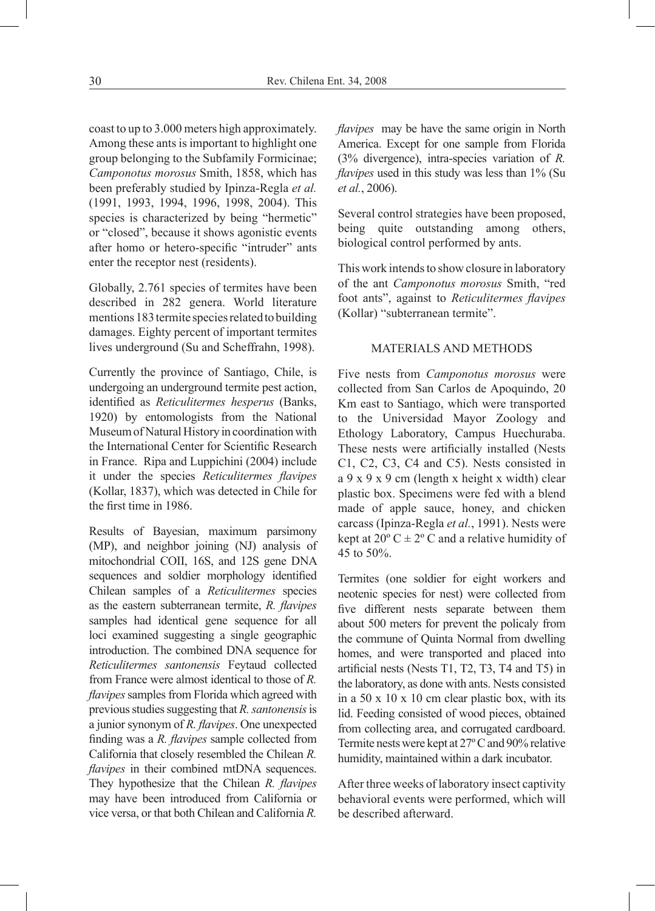coast to up to 3.000 meters high approximately. Among these ants is important to highlight one group belonging to the Subfamily Formicinae; *Camponotus morosus* Smith, 1858, which has been preferably studied by Ipinza-Regla *et al.* (1991, 1993, 1994, 1996, 1998, 2004). This species is characterized by being "hermetic" or "closed", because it shows agonistic events after homo or hetero-specific "intruder" ants enter the receptor nest (residents).

Globally, 2.761 species of termites have been described in 282 genera. World literature mentions 183 termite species related to building damages. Eighty percent of important termites lives underground (Su and Scheffrahn, 1998).

Currently the province of Santiago, Chile, is undergoing an underground termite pest action, identified as *Reticulitermes hesperus* (Banks, 1920) by entomologists from the National Museum of Natural History in coordination with the International Center for Scientific Research in France. Ripa and Luppichini (2004) include it under the species *Reticulitermes flavipes* (Kollar, 1837), which was detected in Chile for the first time in 1986.

Results of Bayesian, maximum parsimony (MP), and neighbor joining (NJ) analysis of mitochondrial COII, 16S, and 12S gene DNA sequences and soldier morphology identified Chilean samples of a *Reticulitermes* species as the eastern subterranean termite, *R. flavipes* samples had identical gene sequence for all loci examined suggesting a single geographic introduction. The combined DNA sequence for *Reticulitermes santonensis* Feytaud collected from France were almost identical to those of *R. flavipes* samples from Florida which agreed with previous studies suggesting that *R. santonensis* is a junior synonym of *R. flavipes*. One unexpected finding was a *R. flavipes* sample collected from California that closely resembled the Chilean *R. flavipes* in their combined mtDNA sequences. They hypothesize that the Chilean *R. flavipes* may have been introduced from California or vice versa, or that both Chilean and California *R. flavipes* may be have the same origin in North America. Except for one sample from Florida (3% divergence), intra-species variation of *R. flavipes* used in this study was less than 1% (Su *et al.*, 2006).

Several control strategies have been proposed, being quite outstanding among others, biological control performed by ants.

This work intends to show closure in laboratory of the ant *Camponotus morosus* Smith, "red foot ants", against to *Reticulitermes flavipes* (Kollar) "subterranean termite".

## MATERIALS AND METHODS

Five nests from *Camponotus morosus* were collected from San Carlos de Apoquindo, 20 Km east to Santiago, which were transported to the Universidad Mayor Zoology and Ethology Laboratory, Campus Huechuraba. These nests were artificially installed (Nests C1, C2, C3, C4 and C5). Nests consisted in a 9 x 9 x 9 cm (length x height x width) clear plastic box. Specimens were fed with a blend made of apple sauce, honey, and chicken carcass (Ipinza-Regla *et al.*, 1991). Nests were kept at 20º C ± 2º C and a relative humidity of 45 to 50%.

Termites (one soldier for eight workers and neotenic species for nest) were collected from five different nests separate between them about 500 meters for prevent the policaly from the commune of Quinta Normal from dwelling homes, and were transported and placed into artificial nests (Nests T1, T2, T3, T4 and T5) in the laboratory, as done with ants. Nests consisted in a 50 x 10 x 10 cm clear plastic box, with its lid. Feeding consisted of wood pieces, obtained from collecting area, and corrugated cardboard. Termite nests were kept at 27º C and 90% relative humidity, maintained within a dark incubator.

After three weeks of laboratory insect captivity behavioral events were performed, which will be described afterward.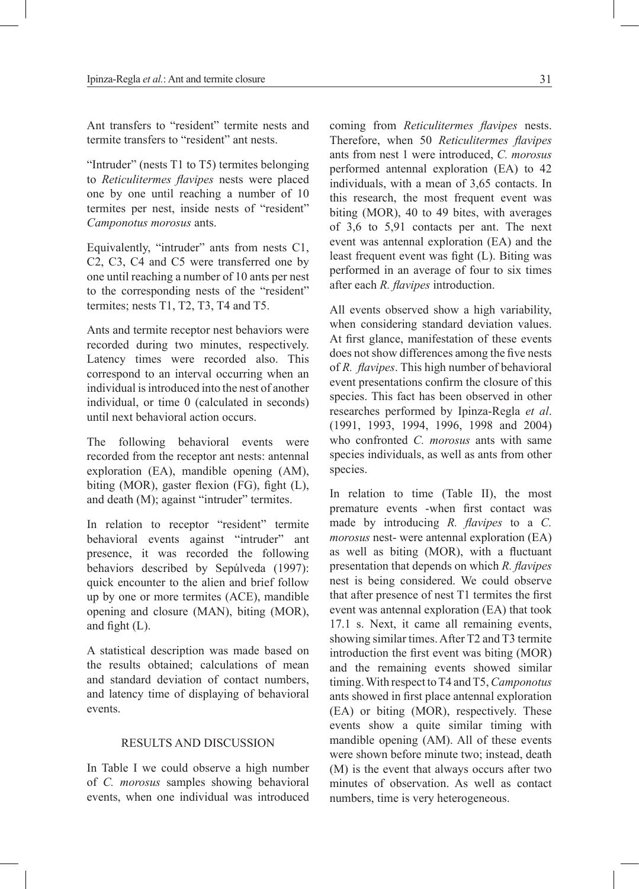Ant transfers to "resident" termite nests and termite transfers to "resident" ant nests.

"Intruder" (nests T1 to T5) termites belonging to *Reticulitermes flavipes* nests were placed one by one until reaching a number of 10 termites per nest, inside nests of "resident" *Camponotus morosus* ants.

Equivalently, "intruder" ants from nests C1, C2, C3, C4 and C5 were transferred one by one until reaching a number of 10 ants per nest to the corresponding nests of the "resident" termites; nests T1, T2, T3, T4 and T5.

Ants and termite receptor nest behaviors were recorded during two minutes, respectively. Latency times were recorded also. This correspond to an interval occurring when an individual is introduced into the nest of another individual, or time 0 (calculated in seconds) until next behavioral action occurs.

The following behavioral events were recorded from the receptor ant nests: antennal exploration (EA), mandible opening (AM), biting (MOR), gaster flexion (FG), fight (L), and death (M); against "intruder" termites.

In relation to receptor "resident" termite behavioral events against "intruder" ant presence, it was recorded the following behaviors described by Sepúlveda (1997): quick encounter to the alien and brief follow up by one or more termites (ACE), mandible opening and closure (MAN), biting (MOR), and fight (L).

A statistical description was made based on the results obtained; calculations of mean and standard deviation of contact numbers, and latency time of displaying of behavioral events.

## RESULTS AND DISCUSSION

In Table I we could observe a high number of *C. morosus* samples showing behavioral events, when one individual was introduced coming from *Reticulitermes flavipes* nests. Therefore, when 50 *Reticulitermes flavipes* ants from nest 1 were introduced, *C. morosus* performed antennal exploration (EA) to 42 individuals, with a mean of 3,65 contacts. In this research, the most frequent event was biting (MOR), 40 to 49 bites, with averages of 3,6 to 5,91 contacts per ant. The next event was antennal exploration (EA) and the least frequent event was fight (L). Biting was performed in an average of four to six times after each *R. flavipes* introduction.

All events observed show a high variability, when considering standard deviation values. At first glance, manifestation of these events does not show differences among the five nests of *R. flavipes*. This high number of behavioral event presentations confirm the closure of this species. This fact has been observed in other researches performed by Ipinza-Regla *et al*. (1991, 1993, 1994, 1996, 1998 and 2004) who confronted *C. morosus* ants with same species individuals, as well as ants from other species.

In relation to time (Table II), the most premature events -when first contact was made by introducing *R. flavipes* to a *C. morosus* nest- were antennal exploration (EA) as well as biting (MOR), with a fluctuant presentation that depends on which *R. flavipes* nest is being considered. We could observe that after presence of nest T1 termites the first event was antennal exploration (EA) that took 17.1 s. Next, it came all remaining events, showing similar times. After T2 and T3 termite introduction the first event was biting (MOR) and the remaining events showed similar timing. With respect to T4 and T5, *Camponotus* ants showed in first place antennal exploration (EA) or biting (MOR), respectively. These events show a quite similar timing with mandible opening (AM). All of these events were shown before minute two; instead, death (M) is the event that always occurs after two minutes of observation. As well as contact numbers, time is very heterogeneous.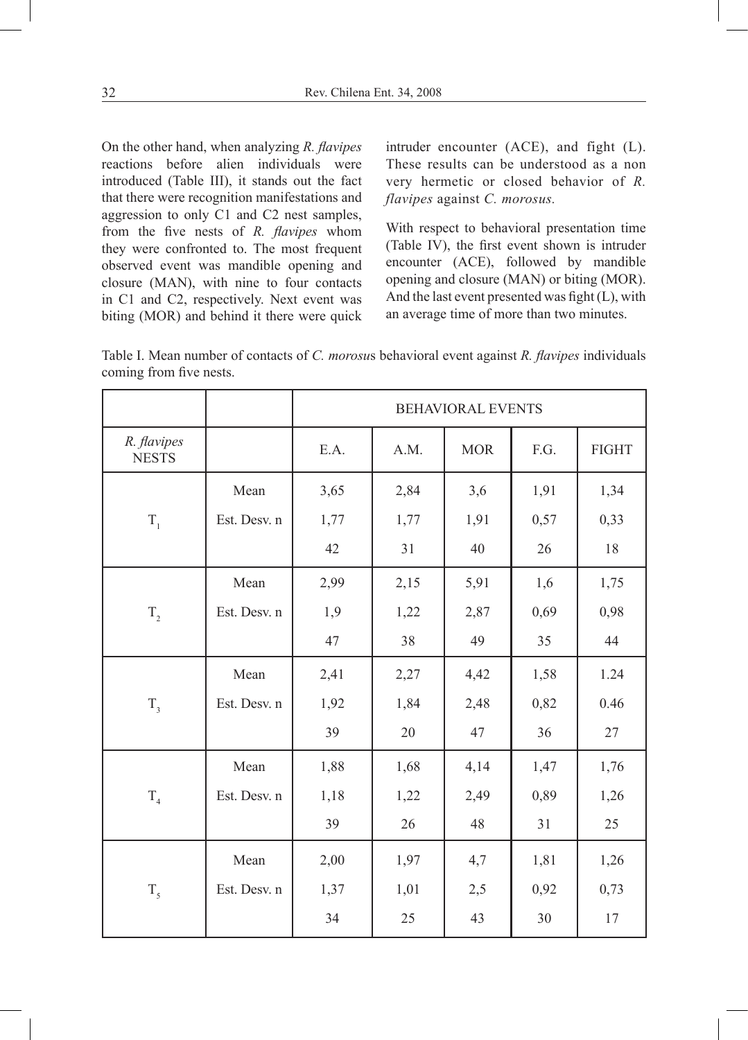On the other hand, when analyzing *R. flavipes* reactions before alien individuals were introduced (Table III), it stands out the fact that there were recognition manifestations and aggression to only C1 and C2 nest samples, from the five nests of *R. flavipes* whom they were confronted to. The most frequent observed event was mandible opening and closure (MAN), with nine to four contacts in C1 and C2, respectively. Next event was biting (MOR) and behind it there were quick intruder encounter (ACE), and fight (L). These results can be understood as a non very hermetic or closed behavior of *R. flavipes* against *C. morosus*.

With respect to behavioral presentation time (Table IV), the first event shown is intruder encounter (ACE), followed by mandible opening and closure (MAN) or biting (MOR). And the last event presented was fight (L), with an average time of more than two minutes.

Table I. Mean number of contacts of *C. morosu*s behavioral event against *R. flavipes* individuals coming from five nests.

| | | BEHAVIORAL EVENTS | | | | |
|---|---|---|---|---|---|---|
| *R. flavipes* NESTS | | E.A. | A.M. | MOR | F.G. | FIGHT |
| $T_1$ | Mean | 3,65 | 2,84 | 3,6 | 1,91 | 1,34 |
| | Est. Desv. n | 1,77 | 1,77 | 1,91 | 0,57 | 0,33 |
| | | 42 | 31 | 40 | 26 | 18 |
| $T_2$ | Mean | 2,99 | 2,15 | 5,91 | 1,6 | 1,75 |
| | Est. Desv. n | 1,9 | 1,22 | 2,87 | 0,69 | 0,98 |
| | | 47 | 38 | 49 | 35 | 44 |
| $T_3$ | Mean | 2,41 | 2,27 | 4,42 | 1,58 | 1.24 |
| | Est. Desv. n | 1,92 | 1,84 | 2,48 | 0,82 | 0.46 |
| | | 39 | 20 | 47 | 36 | 27 |
| $T_4$ | Mean | 1,88 | 1,68 | 4,14 | 1,47 | 1,76 |
| | Est. Desv. n | 1,18 | 1,22 | 2,49 | 0,89 | 1,26 |
| | | 39 | 26 | 48 | 31 | 25 |
| $T_5$ | Mean | 2,00 | 1,97 | 4,7 | 1,81 | 1,26 |
| | Est. Desv. n | 1,37 | 1,01 | 2,5 | 0,92 | 0,73 |
| | | 34 | 25 | 43 | 30 | 17 |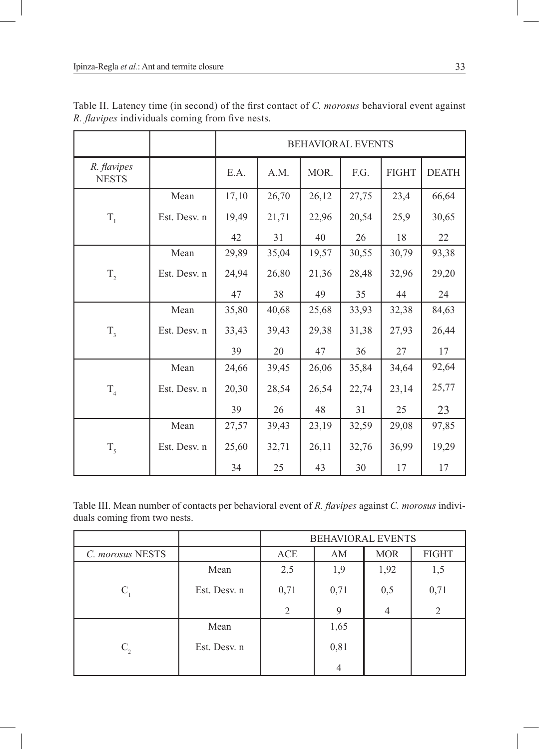Table II. Latency time (in second) of the first contact of *C. morosus* behavioral event against *R. flavipes* individuals coming from five nests.

| | | BEHAVIORAL EVENTS | | | | | |
|---|---|---|---|---|---|---|---|
| *R. flavipes* NESTS | | E.A. | A.M. | MOR. | F.G. | FIGHT | DEATH |
| $T_1$ | Mean | 17,10 | 26,70 | 26,12 | 27,75 | 23,4 | 66,64 |
| | Est. Desv. n | 19,49 | 21,71 | 22,96 | 20,54 | 25,9 | 30,65 |
| | | 42 | 31 | 40 | 26 | 18 | 22 |
| $T_2$ | Mean | 29,89 | 35,04 | 19,57 | 30,55 | 30,79 | 93,38 |
| | Est. Desv. n | 24,94 | 26,80 | 21,36 | 28,48 | 32,96 | 29,20 |
| | | 47 | 38 | 49 | 35 | 44 | 24 |
| $T_3$ | Mean | 35,80 | 40,68 | 25,68 | 33,93 | 32,38 | 84,63 |
| | Est. Desv. n | 33,43 | 39,43 | 29,38 | 31,38 | 27,93 | 26,44 |
| | | 39 | 20 | 47 | 36 | 27 | 17 |
| $T_4$ | Mean | 24,66 | 39,45 | 26,06 | 35,84 | 34,64 | 92,64 |
| | Est. Desv. n | 20,30 | 28,54 | 26,54 | 22,74 | 23,14 | 25,77 |
| | | 39 | 26 | 48 | 31 | 25 | 23 |
| $T_5$ | Mean | 27,57 | 39,43 | 23,19 | 32,59 | 29,08 | 97,85 |
| | Est. Desv. n | 25,60 | 32,71 | 26,11 | 32,76 | 36,99 | 19,29 |
| | | 34 | 25 | 43 | 30 | 17 | 17 |

Table III. Mean number of contacts per behavioral event of *R. flavipes* against *C. morosus* individuals coming from two nests.

| | | BEHAVIORAL EVENTS | | | |
|---|---|---|---|---|---|
| *C. morosus* NESTS | | ACE | AM | MOR | FIGHT |
| $C_1$ | Mean | 2,5 | 1,9 | 1,92 | 1,5 |
| | Est. Desv. n | 0,71 | 0,71 | 0,5 | 0,71 |
| | | 2 | 9 | 4 | 2 |
| $C_2$ | Mean | | 1,65 | | |
| | Est. Desv. n | | 0,81 | | |
| | | | 4 | | |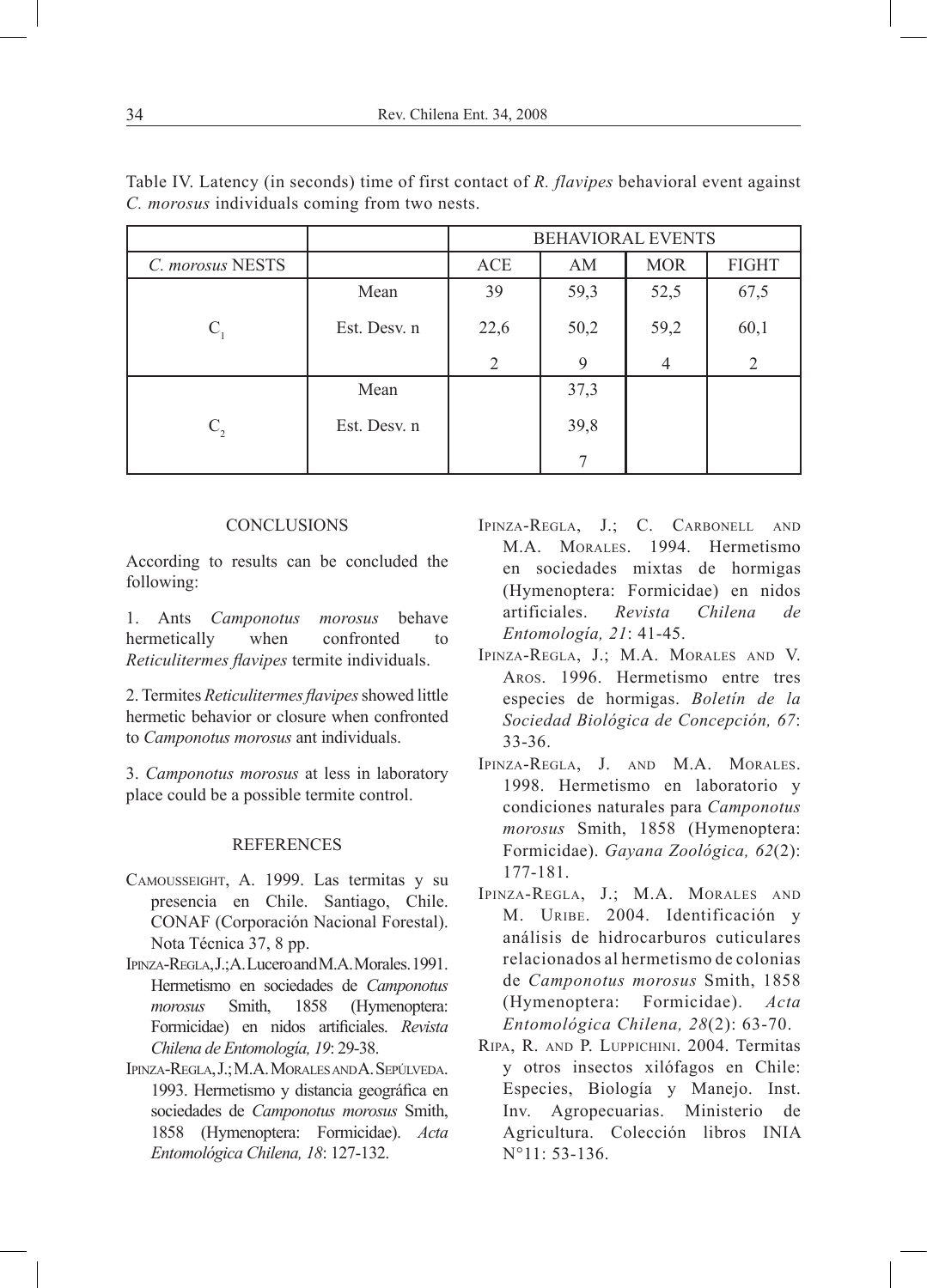Table IV. Latency (in seconds) time of first contact of *R. flavipes* behavioral event against *C. morosus* individuals coming from two nests.

| | | BEHAVIORAL EVENTS | | | |
|---|---|---|---|---|---|
| *C. morosus* NESTS | | ACE | AM | MOR | FIGHT |
| $C_1$ | Mean | 39 | 59,3 | 52,5 | 67,5 |
| | Est. Desv. n | 22,6 | 50,2 | 59,2 | 60,1 |
| | | 2 | 9 | 4 | 2 |
| $C_2$ | Mean | | 37,3 | | |
| | Est. Desv. n | | 39,8 | | |
| | | | 7 | | |

## CONCLUSIONS

According to results can be concluded the following:

1. Ants *Camponotus morosus* behave hermetically when confronted to *Reticulitermes flavipes* termite individuals.

2. Termites *Reticulitermes flavipes* showed little hermetic behavior or closure when confronted to *Camponotus morosus* ant individuals.

3. *Camponotus morosus* at less in laboratory place could be a possible termite control.

## REFERENCES

Camousseight, A. 1999. Las termitas y su presencia en Chile. Santiago, Chile. CONAF (Corporación Nacional Forestal). Nota Técnica 37, 8 pp.

Ipinza-Regla, J.; A. Lucero and M.A. Morales. 1991. Hermetismo en sociedades de *Camponotus morosus* Smith, 1858 (Hymenoptera: Formicidae) en nidos artificiales. *Revista Chilena de Entomología, 19*: 29-38.

Ipinza-Regla, J.; M.A. Morales and A. Sepúlveda. 1993. Hermetismo y distancia geográfica en sociedades de *Camponotus morosus* Smith, 1858 (Hymenoptera: Formicidae). *Acta Entomológica Chilena, 18*: 127-132.

Ipinza-Regla, J.; C. Carbonell and M.A. Morales. 1994. Hermetismo en sociedades mixtas de hormigas (Hymenoptera: Formicidae) en nidos artificiales. *Revista Chilena de Entomología, 21*: 41-45.

Ipinza-Regla, J.; M.A. Morales and V. Aros. 1996. Hermetismo entre tres especies de hormigas. *Boletín de la Sociedad Biológica de Concepción, 67*: 33-36.

Ipinza-Regla, J. and M.A. Morales. 1998. Hermetismo en laboratorio y condiciones naturales para *Camponotus morosus* Smith, 1858 (Hymenoptera: Formicidae). *Gayana Zoológica, 62*(2): 177-181.

Ipinza-Regla, J.; M.A. Morales and M. Uribe. 2004. Identificación y análisis de hidrocarburos cuticulares relacionados al hermetismo de colonias de *Camponotus morosus* Smith, 1858 (Hymenoptera: Formicidae). *Acta Entomológica Chilena, 28*(2): 63-70.

Ripa, R. and P. Luppichini. 2004. Termitas y otros insectos xilófagos en Chile: Especies, Biología y Manejo. Inst. Inv. Agropecuarias. Ministerio de Agricultura. Colección libros INIA N°11: 53-136.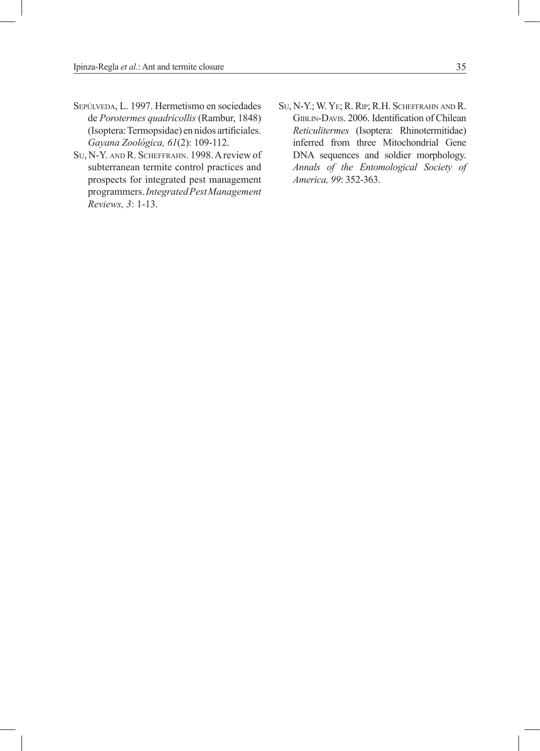Sepúlveda, L. 1997. Hermetismo en sociedades de *Porotermes quadricollis* (Rambur, 1848) (Isoptera: Termopsidae) en nidos artificiales. *Gayana Zoológica, 61*(2): 109-112.

Su, N-Y. and R. Scheffrahn. 1998. A review of subterranean termite control practices and prospects for integrated pest management programmers. *Integrated Pest Management Reviews, 3*: 1-13.

Su, N-Y.; W. Ye; R. Rip; R.H. Scheffrahn and R. Giblin-Davis. 2006. Identification of Chilean *Reticulitermes* (Isoptera: Rhinotermitidae) inferred from three Mitochondrial Gene DNA sequences and soldier morphology. *Annals of the Entomological Society of America, 99*: 352-363.